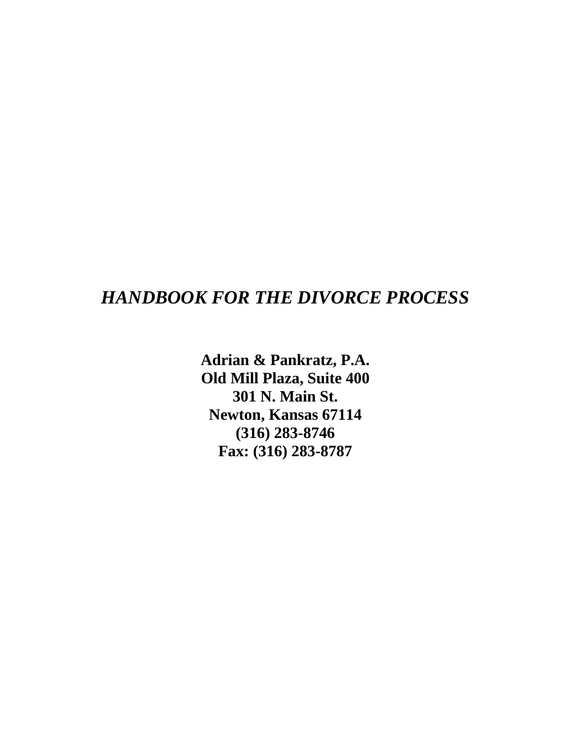# *HANDBOOK FOR THE DIVORCE PROCESS*

**Adrian & Pankratz, P.A.**
**Old Mill Plaza, Suite 400**
**301 N. Main St.**
**Newton, Kansas 67114**
**(316) 283-8746**
**Fax: (316) 283-8787**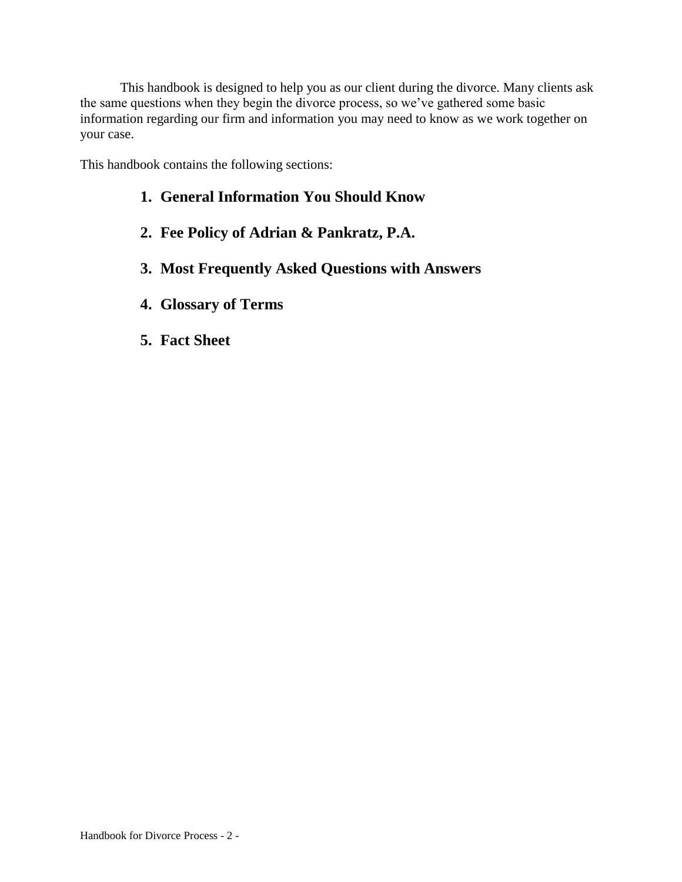This handbook is designed to help you as our client during the divorce. Many clients ask the same questions when they begin the divorce process, so we've gathered some basic information regarding our firm and information you may need to know as we work together on your case.

This handbook contains the following sections:

1. **General Information You Should Know**
2. **Fee Policy of Adrian & Pankratz, P.A.**
3. **Most Frequently Asked Questions with Answers**
4. **Glossary of Terms**
5. **Fact Sheet**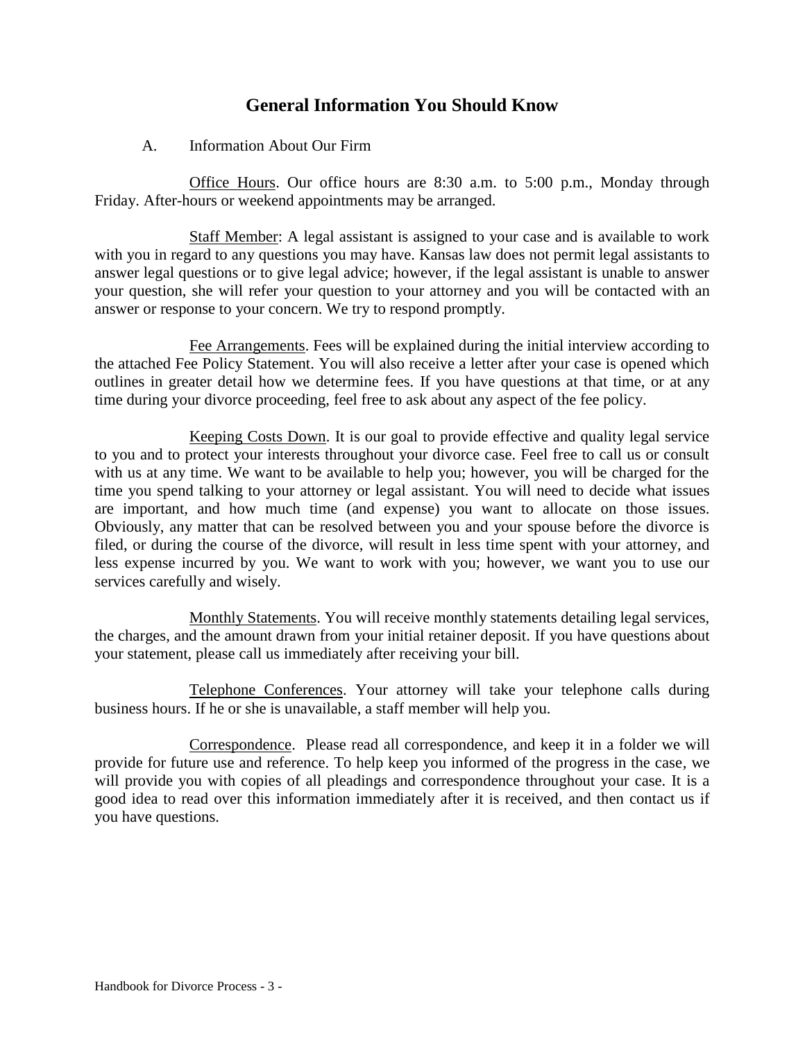## General Information You Should Know

A. Information About Our Firm

<u>Office Hours</u>. Our office hours are 8:30 a.m. to 5:00 p.m., Monday through Friday. After-hours or weekend appointments may be arranged.

<u>Staff Member</u>: A legal assistant is assigned to your case and is available to work with you in regard to any questions you may have. Kansas law does not permit legal assistants to answer legal questions or to give legal advice; however, if the legal assistant is unable to answer your question, she will refer your question to your attorney and you will be contacted with an answer or response to your concern. We try to respond promptly.

<u>Fee Arrangements</u>. Fees will be explained during the initial interview according to the attached Fee Policy Statement. You will also receive a letter after your case is opened which outlines in greater detail how we determine fees. If you have questions at that time, or at any time during your divorce proceeding, feel free to ask about any aspect of the fee policy.

<u>Keeping Costs Down</u>. It is our goal to provide effective and quality legal service to you and to protect your interests throughout your divorce case. Feel free to call us or consult with us at any time. We want to be available to help you; however, you will be charged for the time you spend talking to your attorney or legal assistant. You will need to decide what issues are important, and how much time (and expense) you want to allocate on those issues. Obviously, any matter that can be resolved between you and your spouse before the divorce is filed, or during the course of the divorce, will result in less time spent with your attorney, and less expense incurred by you. We want to work with you; however, we want you to use our services carefully and wisely.

<u>Monthly Statements</u>. You will receive monthly statements detailing legal services, the charges, and the amount drawn from your initial retainer deposit. If you have questions about your statement, please call us immediately after receiving your bill.

<u>Telephone Conferences</u>. Your attorney will take your telephone calls during business hours. If he or she is unavailable, a staff member will help you.

<u>Correspondence</u>. Please read all correspondence, and keep it in a folder we will provide for future use and reference. To help keep you informed of the progress in the case, we will provide you with copies of all pleadings and correspondence throughout your case. It is a good idea to read over this information immediately after it is received, and then contact us if you have questions.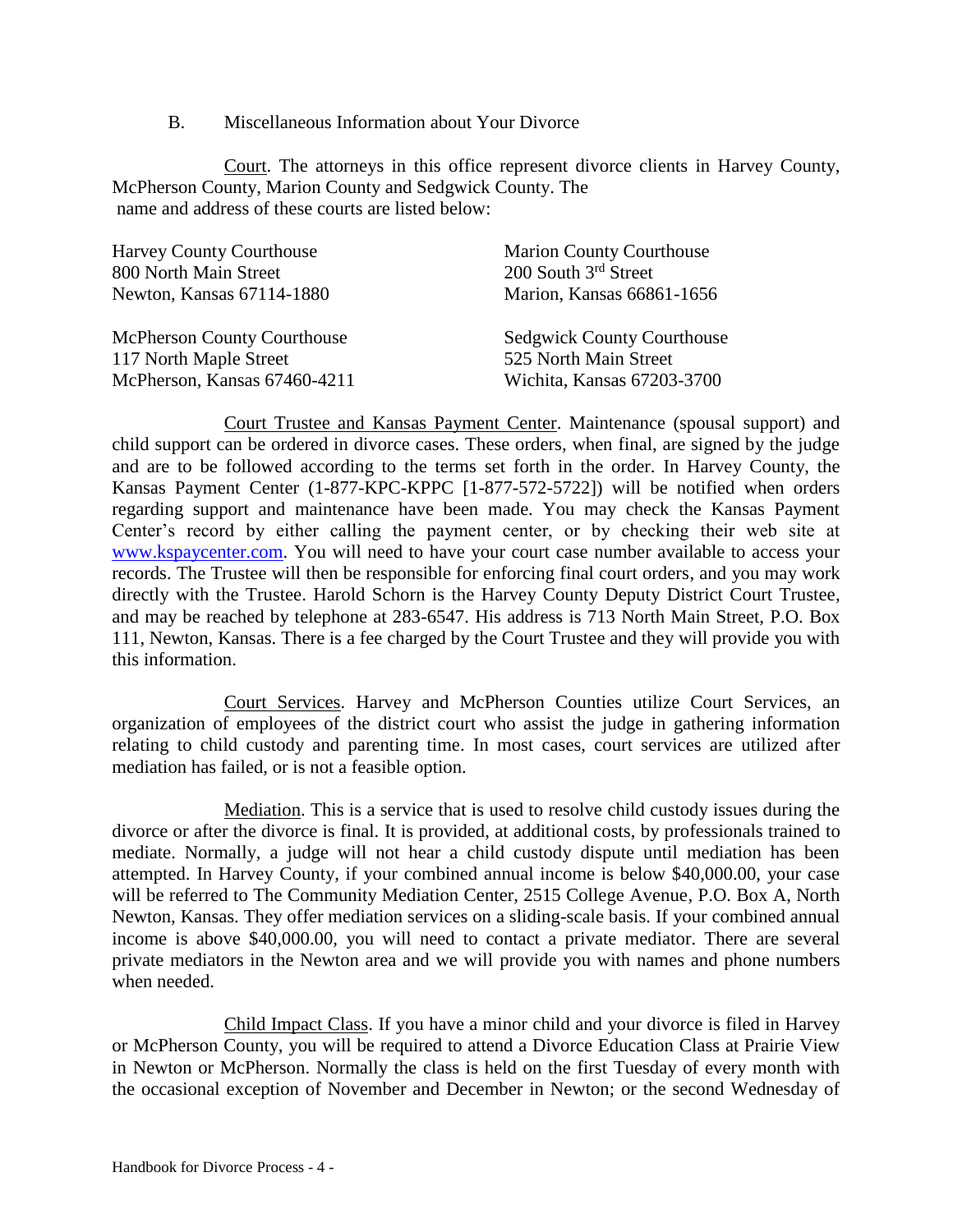B. Miscellaneous Information about Your Divorce

Court. The attorneys in this office represent divorce clients in Harvey County, McPherson County, Marion County and Sedgwick County. The name and address of these courts are listed below:

Harvey County Courthouse
800 North Main Street
Newton, Kansas 67114-1880

Marion County Courthouse
200 South 3rd Street
Marion, Kansas 66861-1656

McPherson County Courthouse
117 North Maple Street
McPherson, Kansas 67460-4211

Sedgwick County Courthouse
525 North Main Street
Wichita, Kansas 67203-3700

Court Trustee and Kansas Payment Center. Maintenance (spousal support) and child support can be ordered in divorce cases. These orders, when final, are signed by the judge and are to be followed according to the terms set forth in the order. In Harvey County, the Kansas Payment Center (1-877-KPC-KPPC [1-877-572-5722]) will be notified when orders regarding support and maintenance have been made. You may check the Kansas Payment Center's record by either calling the payment center, or by checking their web site at www.kspaycenter.com. You will need to have your court case number available to access your records. The Trustee will then be responsible for enforcing final court orders, and you may work directly with the Trustee. Harold Schorn is the Harvey County Deputy District Court Trustee, and may be reached by telephone at 283-6547. His address is 713 North Main Street, P.O. Box 111, Newton, Kansas. There is a fee charged by the Court Trustee and they will provide you with this information.

Court Services. Harvey and McPherson Counties utilize Court Services, an organization of employees of the district court who assist the judge in gathering information relating to child custody and parenting time. In most cases, court services are utilized after mediation has failed, or is not a feasible option.

Mediation. This is a service that is used to resolve child custody issues during the divorce or after the divorce is final. It is provided, at additional costs, by professionals trained to mediate. Normally, a judge will not hear a child custody dispute until mediation has been attempted. In Harvey County, if your combined annual income is below $40,000.00, your case will be referred to The Community Mediation Center, 2515 College Avenue, P.O. Box A, North Newton, Kansas. They offer mediation services on a sliding-scale basis. If your combined annual income is above $40,000.00, you will need to contact a private mediator. There are several private mediators in the Newton area and we will provide you with names and phone numbers when needed.

Child Impact Class. If you have a minor child and your divorce is filed in Harvey or McPherson County, you will be required to attend a Divorce Education Class at Prairie View in Newton or McPherson. Normally the class is held on the first Tuesday of every month with the occasional exception of November and December in Newton; or the second Wednesday of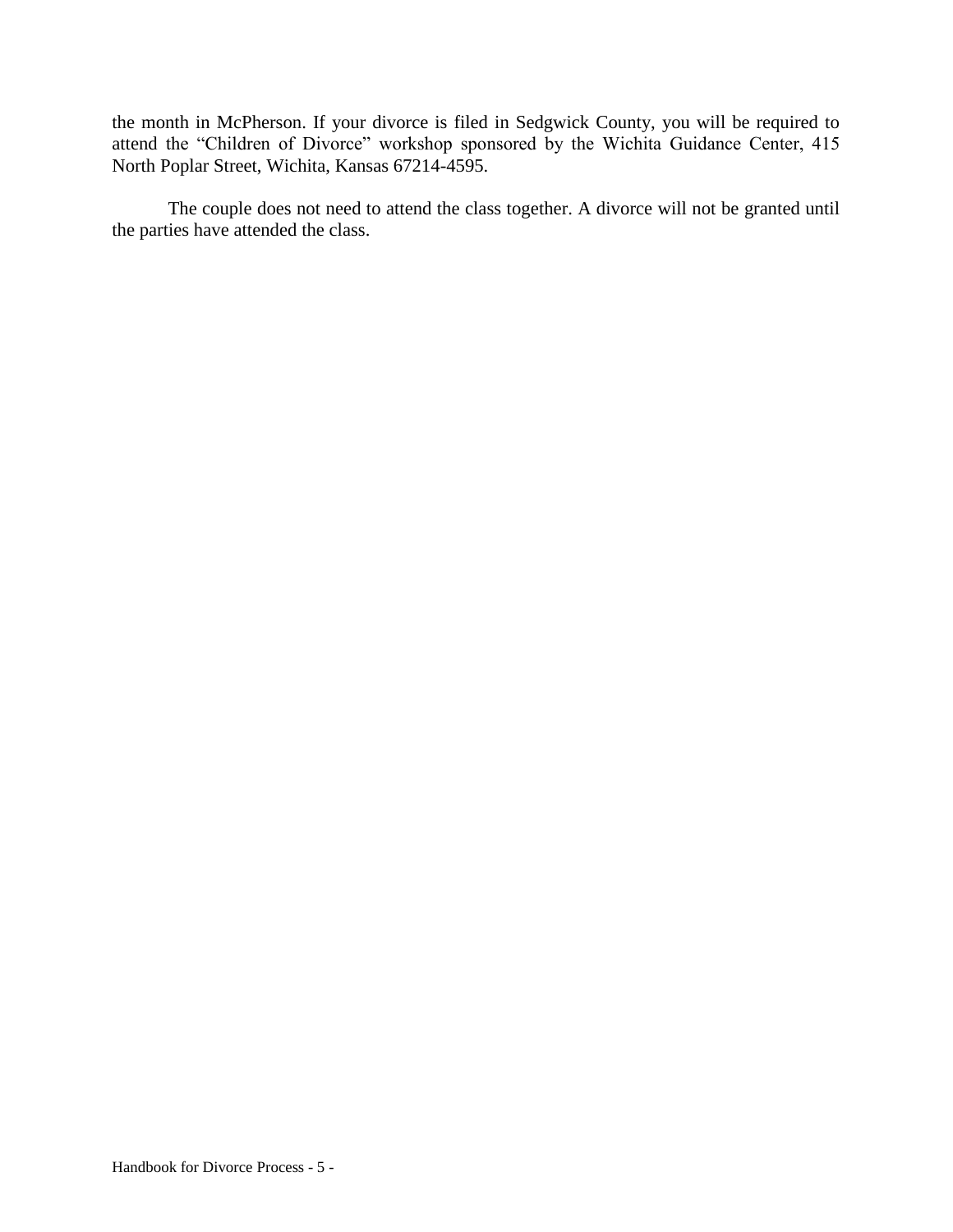the month in McPherson. If your divorce is filed in Sedgwick County, you will be required to attend the "Children of Divorce" workshop sponsored by the Wichita Guidance Center, 415 North Poplar Street, Wichita, Kansas 67214-4595.

The couple does not need to attend the class together. A divorce will not be granted until the parties have attended the class.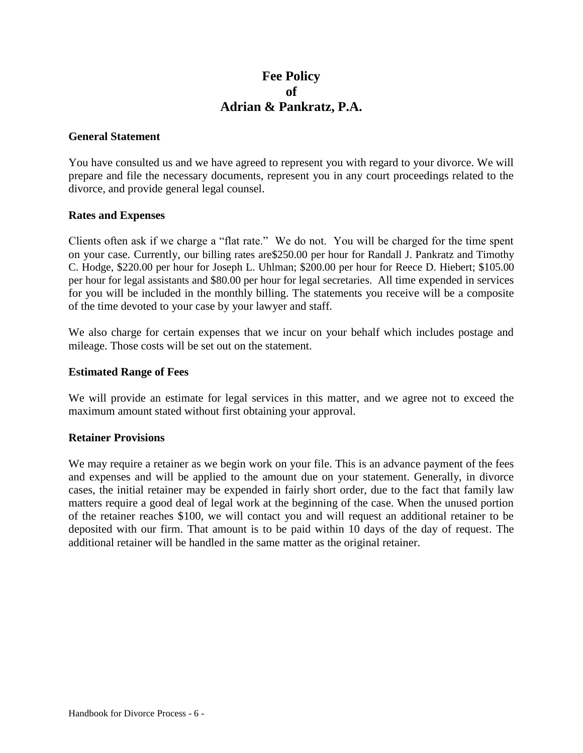# Fee Policy of Adrian & Pankratz, P.A.

## General Statement

You have consulted us and we have agreed to represent you with regard to your divorce. We will prepare and file the necessary documents, represent you in any court proceedings related to the divorce, and provide general legal counsel.

## Rates and Expenses

Clients often ask if we charge a "flat rate." We do not. You will be charged for the time spent on your case. Currently, our billing rates are$250.00 per hour for Randall J. Pankratz and Timothy C. Hodge, $220.00 per hour for Joseph L. Uhlman; $200.00 per hour for Reece D. Hiebert; $105.00 per hour for legal assistants and $80.00 per hour for legal secretaries. All time expended in services for you will be included in the monthly billing. The statements you receive will be a composite of the time devoted to your case by your lawyer and staff.

We also charge for certain expenses that we incur on your behalf which includes postage and mileage. Those costs will be set out on the statement.

## Estimated Range of Fees

We will provide an estimate for legal services in this matter, and we agree not to exceed the maximum amount stated without first obtaining your approval.

## Retainer Provisions

We may require a retainer as we begin work on your file. This is an advance payment of the fees and expenses and will be applied to the amount due on your statement. Generally, in divorce cases, the initial retainer may be expended in fairly short order, due to the fact that family law matters require a good deal of legal work at the beginning of the case. When the unused portion of the retainer reaches $100, we will contact you and will request an additional retainer to be deposited with our firm. That amount is to be paid within 10 days of the day of request. The additional retainer will be handled in the same matter as the original retainer.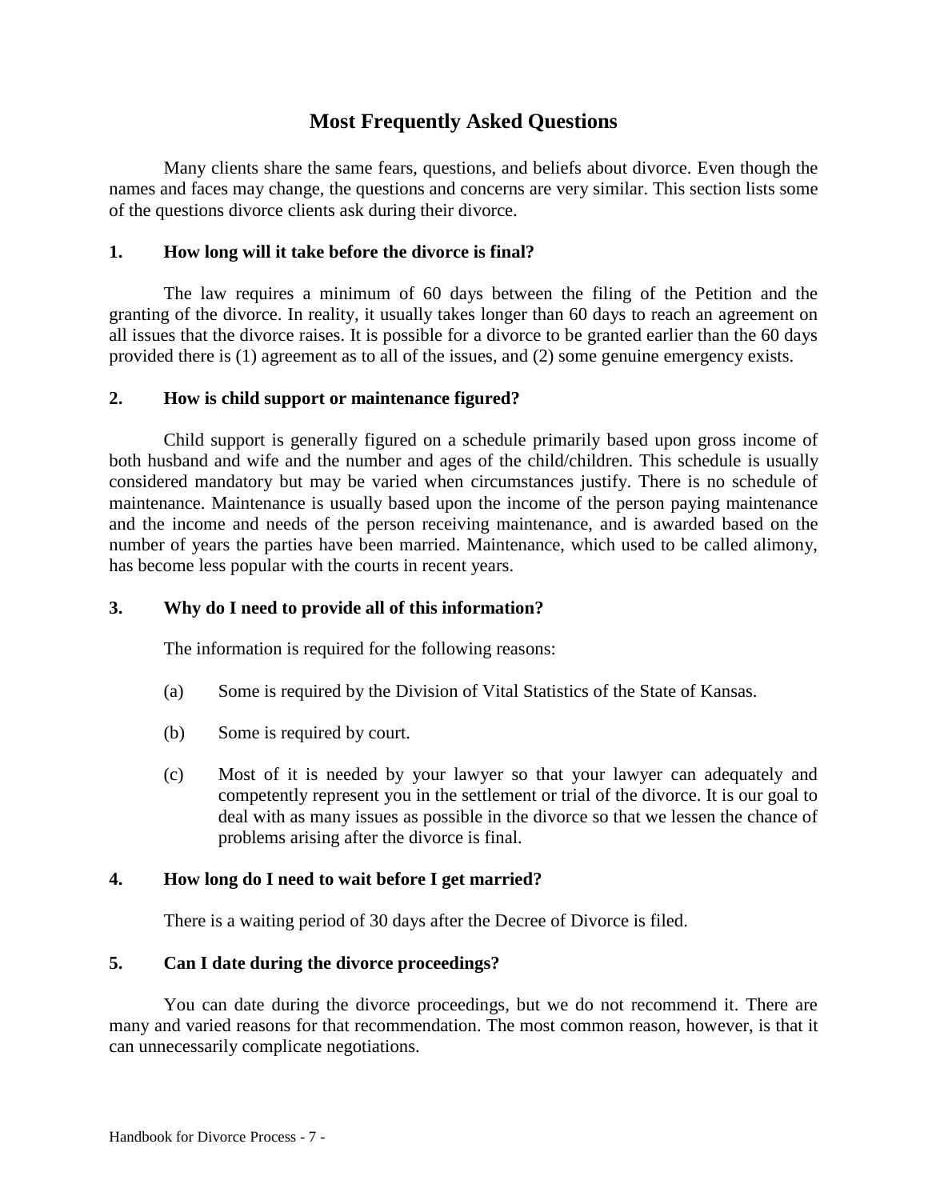# Most Frequently Asked Questions

Many clients share the same fears, questions, and beliefs about divorce. Even though the names and faces may change, the questions and concerns are very similar. This section lists some of the questions divorce clients ask during their divorce.

**1. How long will it take before the divorce is final?**

The law requires a minimum of 60 days between the filing of the Petition and the granting of the divorce. In reality, it usually takes longer than 60 days to reach an agreement on all issues that the divorce raises. It is possible for a divorce to be granted earlier than the 60 days provided there is (1) agreement as to all of the issues, and (2) some genuine emergency exists.

**2. How is child support or maintenance figured?**

Child support is generally figured on a schedule primarily based upon gross income of both husband and wife and the number and ages of the child/children. This schedule is usually considered mandatory but may be varied when circumstances justify. There is no schedule of maintenance. Maintenance is usually based upon the income of the person paying maintenance and the income and needs of the person receiving maintenance, and is awarded based on the number of years the parties have been married. Maintenance, which used to be called alimony, has become less popular with the courts in recent years.

**3. Why do I need to provide all of this information?**

The information is required for the following reasons:

(a) Some is required by the Division of Vital Statistics of the State of Kansas.

(b) Some is required by court.

(c) Most of it is needed by your lawyer so that your lawyer can adequately and competently represent you in the settlement or trial of the divorce. It is our goal to deal with as many issues as possible in the divorce so that we lessen the chance of problems arising after the divorce is final.

**4. How long do I need to wait before I get married?**

There is a waiting period of 30 days after the Decree of Divorce is filed.

**5. Can I date during the divorce proceedings?**

You can date during the divorce proceedings, but we do not recommend it. There are many and varied reasons for that recommendation. The most common reason, however, is that it can unnecessarily complicate negotiations.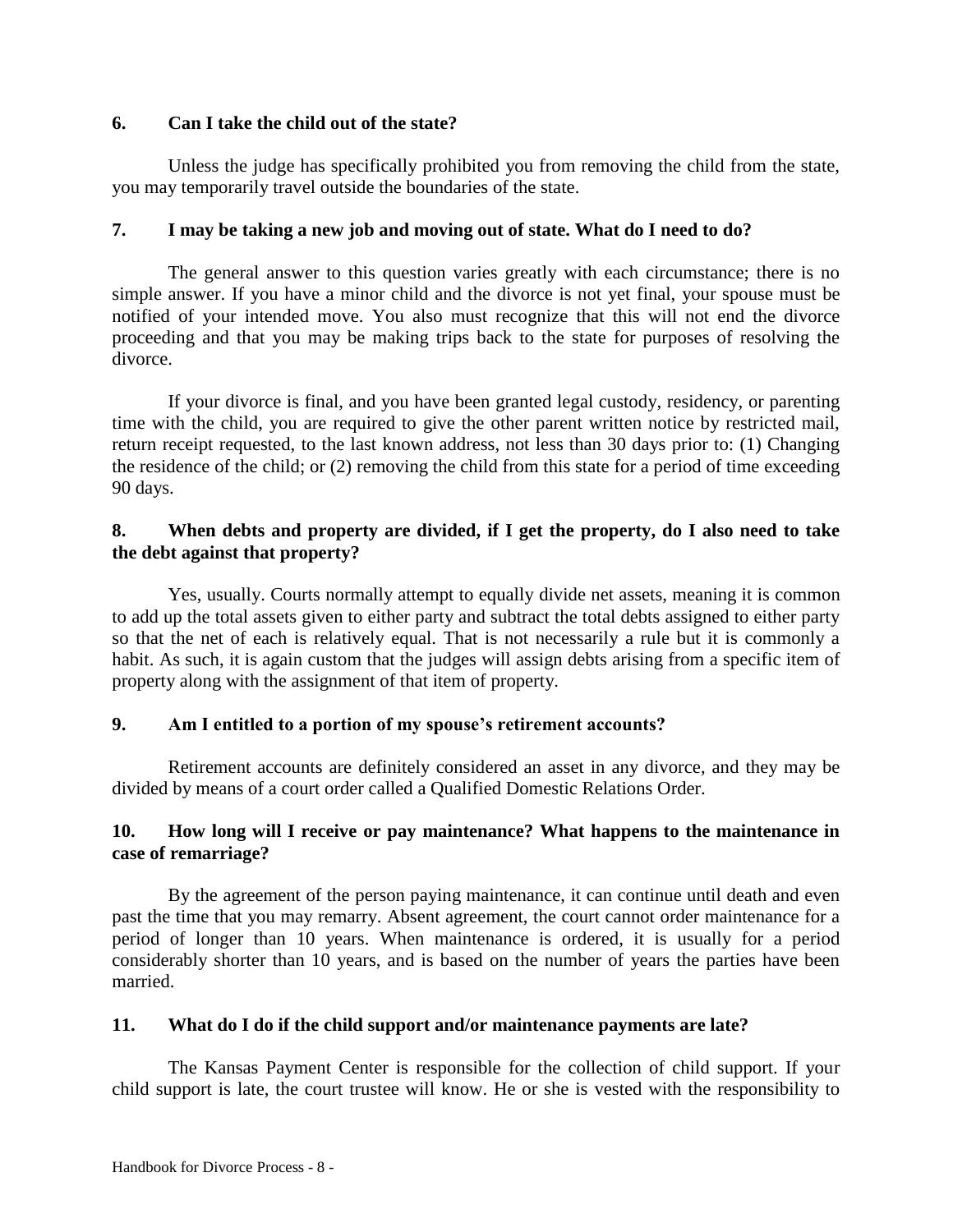### 6. Can I take the child out of the state?

Unless the judge has specifically prohibited you from removing the child from the state, you may temporarily travel outside the boundaries of the state.

### 7. I may be taking a new job and moving out of state. What do I need to do?

The general answer to this question varies greatly with each circumstance; there is no simple answer. If you have a minor child and the divorce is not yet final, your spouse must be notified of your intended move. You also must recognize that this will not end the divorce proceeding and that you may be making trips back to the state for purposes of resolving the divorce.

If your divorce is final, and you have been granted legal custody, residency, or parenting time with the child, you are required to give the other parent written notice by restricted mail, return receipt requested, to the last known address, not less than 30 days prior to: (1) Changing the residence of the child; or (2) removing the child from this state for a period of time exceeding 90 days.

### 8. When debts and property are divided, if I get the property, do I also need to take the debt against that property?

Yes, usually. Courts normally attempt to equally divide net assets, meaning it is common to add up the total assets given to either party and subtract the total debts assigned to either party so that the net of each is relatively equal. That is not necessarily a rule but it is commonly a habit. As such, it is again custom that the judges will assign debts arising from a specific item of property along with the assignment of that item of property.

### 9. Am I entitled to a portion of my spouse's retirement accounts?

Retirement accounts are definitely considered an asset in any divorce, and they may be divided by means of a court order called a Qualified Domestic Relations Order.

### 10. How long will I receive or pay maintenance? What happens to the maintenance in case of remarriage?

By the agreement of the person paying maintenance, it can continue until death and even past the time that you may remarry. Absent agreement, the court cannot order maintenance for a period of longer than 10 years. When maintenance is ordered, it is usually for a period considerably shorter than 10 years, and is based on the number of years the parties have been married.

### 11. What do I do if the child support and/or maintenance payments are late?

The Kansas Payment Center is responsible for the collection of child support. If your child support is late, the court trustee will know. He or she is vested with the responsibility to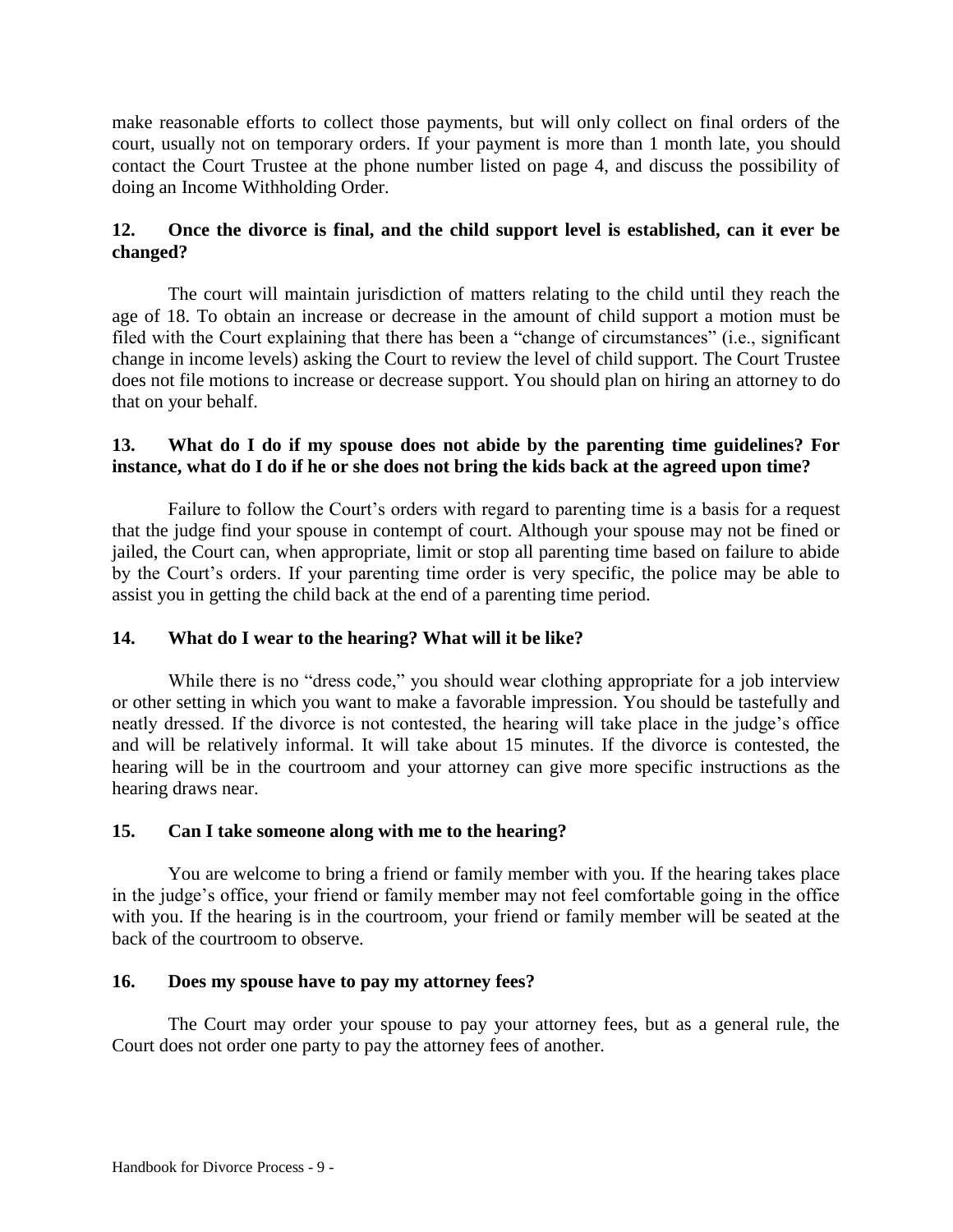make reasonable efforts to collect those payments, but will only collect on final orders of the court, usually not on temporary orders. If your payment is more than 1 month late, you should contact the Court Trustee at the phone number listed on page 4, and discuss the possibility of doing an Income Withholding Order.

### 12. Once the divorce is final, and the child support level is established, can it ever be changed?

The court will maintain jurisdiction of matters relating to the child until they reach the age of 18. To obtain an increase or decrease in the amount of child support a motion must be filed with the Court explaining that there has been a "change of circumstances" (i.e., significant change in income levels) asking the Court to review the level of child support. The Court Trustee does not file motions to increase or decrease support. You should plan on hiring an attorney to do that on your behalf.

### 13. What do I do if my spouse does not abide by the parenting time guidelines? For instance, what do I do if he or she does not bring the kids back at the agreed upon time?

Failure to follow the Court's orders with regard to parenting time is a basis for a request that the judge find your spouse in contempt of court. Although your spouse may not be fined or jailed, the Court can, when appropriate, limit or stop all parenting time based on failure to abide by the Court's orders. If your parenting time order is very specific, the police may be able to assist you in getting the child back at the end of a parenting time period.

### 14. What do I wear to the hearing? What will it be like?

While there is no "dress code," you should wear clothing appropriate for a job interview or other setting in which you want to make a favorable impression. You should be tastefully and neatly dressed. If the divorce is not contested, the hearing will take place in the judge's office and will be relatively informal. It will take about 15 minutes. If the divorce is contested, the hearing will be in the courtroom and your attorney can give more specific instructions as the hearing draws near.

### 15. Can I take someone along with me to the hearing?

You are welcome to bring a friend or family member with you. If the hearing takes place in the judge's office, your friend or family member may not feel comfortable going in the office with you. If the hearing is in the courtroom, your friend or family member will be seated at the back of the courtroom to observe.

### 16. Does my spouse have to pay my attorney fees?

The Court may order your spouse to pay your attorney fees, but as a general rule, the Court does not order one party to pay the attorney fees of another.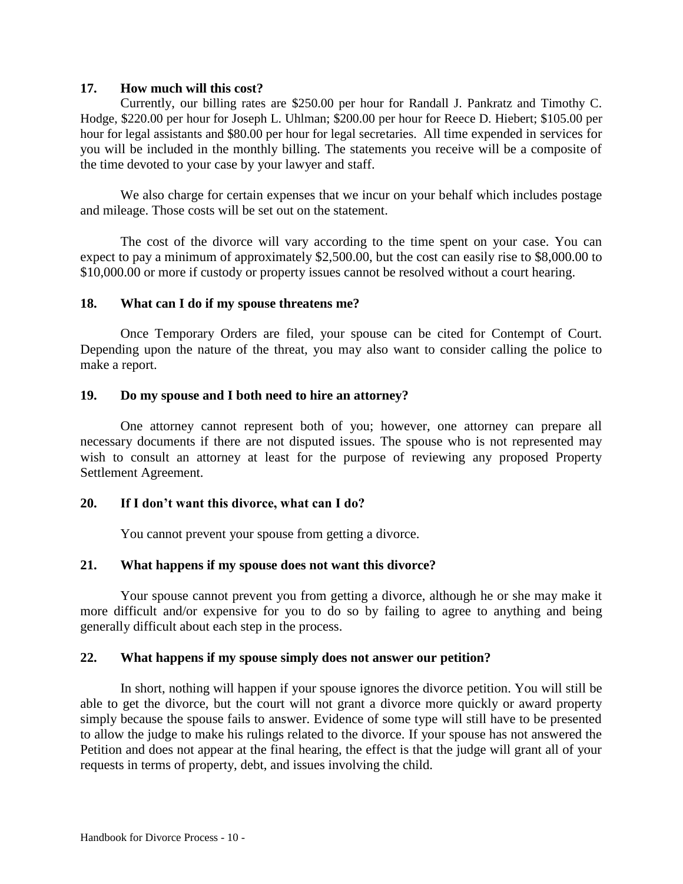### 17. How much will this cost?

Currently, our billing rates are $250.00 per hour for Randall J. Pankratz and Timothy C. Hodge, $220.00 per hour for Joseph L. Uhlman; $200.00 per hour for Reece D. Hiebert; $105.00 per hour for legal assistants and $80.00 per hour for legal secretaries. All time expended in services for you will be included in the monthly billing. The statements you receive will be a composite of the time devoted to your case by your lawyer and staff.

We also charge for certain expenses that we incur on your behalf which includes postage and mileage. Those costs will be set out on the statement.

The cost of the divorce will vary according to the time spent on your case. You can expect to pay a minimum of approximately $2,500.00, but the cost can easily rise to $8,000.00 to $10,000.00 or more if custody or property issues cannot be resolved without a court hearing.

### 18. What can I do if my spouse threatens me?

Once Temporary Orders are filed, your spouse can be cited for Contempt of Court. Depending upon the nature of the threat, you may also want to consider calling the police to make a report.

### 19. Do my spouse and I both need to hire an attorney?

One attorney cannot represent both of you; however, one attorney can prepare all necessary documents if there are not disputed issues. The spouse who is not represented may wish to consult an attorney at least for the purpose of reviewing any proposed Property Settlement Agreement.

### 20. If I don't want this divorce, what can I do?

You cannot prevent your spouse from getting a divorce.

### 21. What happens if my spouse does not want this divorce?

Your spouse cannot prevent you from getting a divorce, although he or she may make it more difficult and/or expensive for you to do so by failing to agree to anything and being generally difficult about each step in the process.

### 22. What happens if my spouse simply does not answer our petition?

In short, nothing will happen if your spouse ignores the divorce petition. You will still be able to get the divorce, but the court will not grant a divorce more quickly or award property simply because the spouse fails to answer. Evidence of some type will still have to be presented to allow the judge to make his rulings related to the divorce. If your spouse has not answered the Petition and does not appear at the final hearing, the effect is that the judge will grant all of your requests in terms of property, debt, and issues involving the child.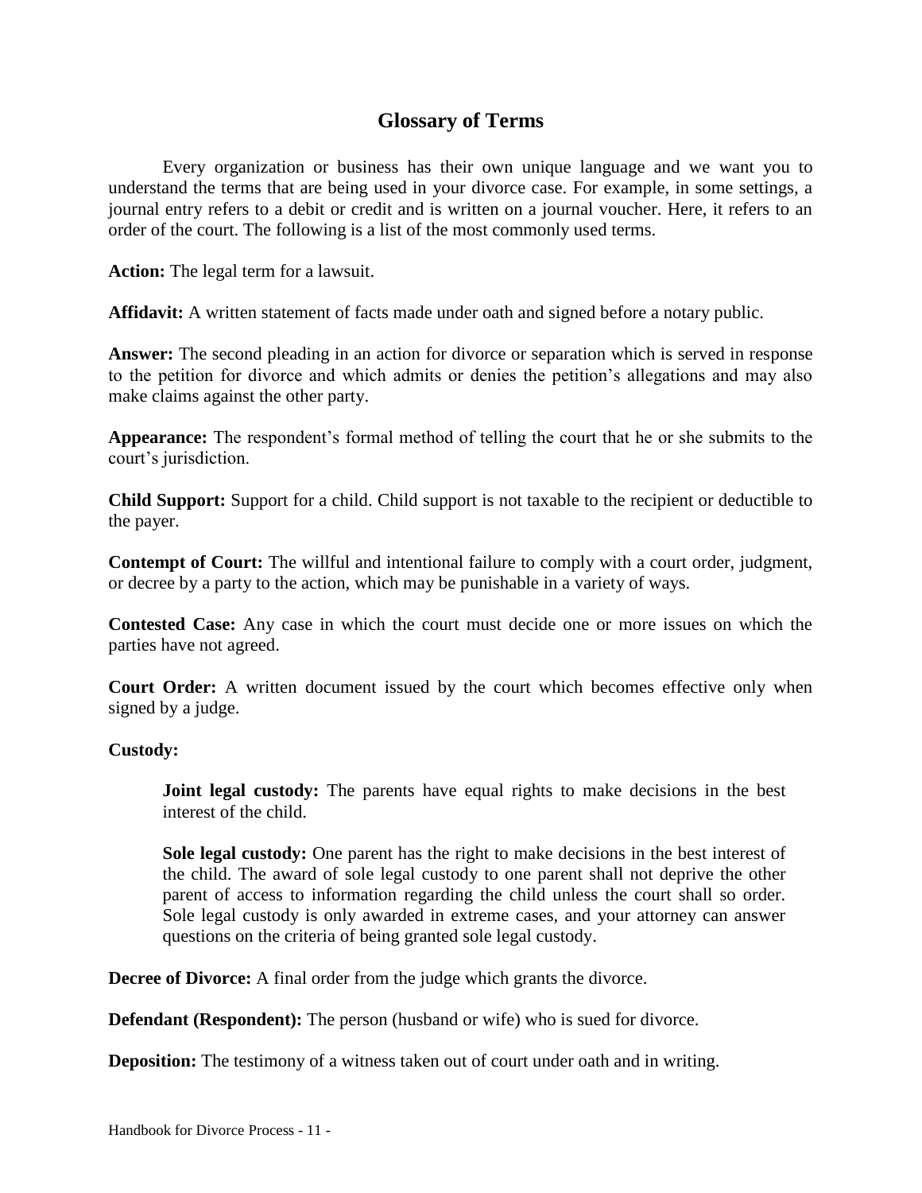## Glossary of Terms

Every organization or business has their own unique language and we want you to understand the terms that are being used in your divorce case. For example, in some settings, a journal entry refers to a debit or credit and is written on a journal voucher. Here, it refers to an order of the court. The following is a list of the most commonly used terms.

**Action:** The legal term for a lawsuit.

**Affidavit:** A written statement of facts made under oath and signed before a notary public.

**Answer:** The second pleading in an action for divorce or separation which is served in response to the petition for divorce and which admits or denies the petition's allegations and may also make claims against the other party.

**Appearance:** The respondent's formal method of telling the court that he or she submits to the court's jurisdiction.

**Child Support:** Support for a child. Child support is not taxable to the recipient or deductible to the payer.

**Contempt of Court:** The willful and intentional failure to comply with a court order, judgment, or decree by a party to the action, which may be punishable in a variety of ways.

**Contested Case:** Any case in which the court must decide one or more issues on which the parties have not agreed.

**Court Order:** A written document issued by the court which becomes effective only when signed by a judge.

**Custody:**

> **Joint legal custody:** The parents have equal rights to make decisions in the best interest of the child.
>
> **Sole legal custody:** One parent has the right to make decisions in the best interest of the child. The award of sole legal custody to one parent shall not deprive the other parent of access to information regarding the child unless the court shall so order. Sole legal custody is only awarded in extreme cases, and your attorney can answer questions on the criteria of being granted sole legal custody.

**Decree of Divorce:** A final order from the judge which grants the divorce.

**Defendant (Respondent):** The person (husband or wife) who is sued for divorce.

**Deposition:** The testimony of a witness taken out of court under oath and in writing.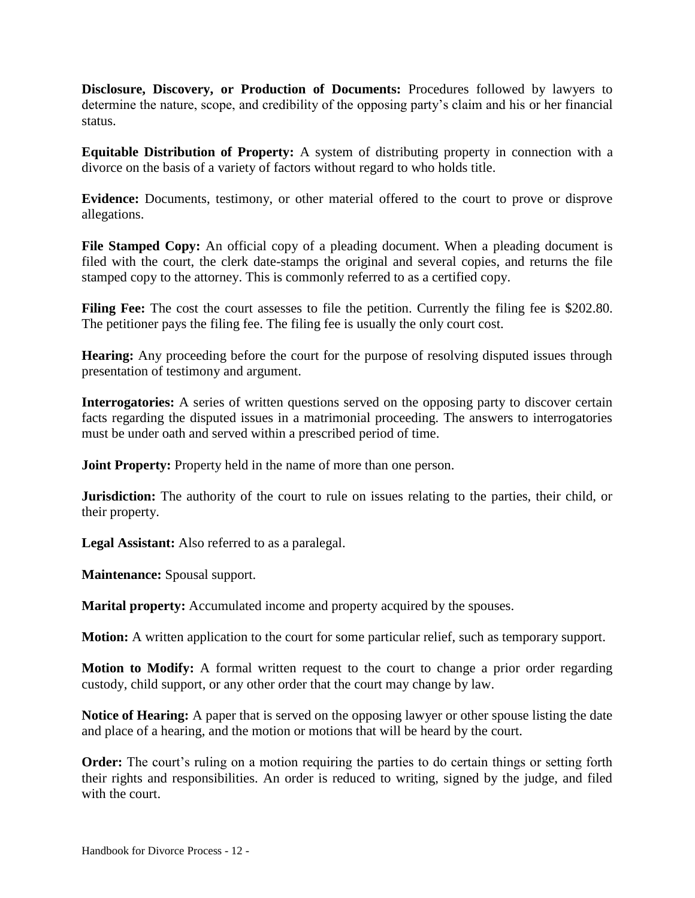**Disclosure, Discovery, or Production of Documents:** Procedures followed by lawyers to determine the nature, scope, and credibility of the opposing party's claim and his or her financial status.

**Equitable Distribution of Property:** A system of distributing property in connection with a divorce on the basis of a variety of factors without regard to who holds title.

**Evidence:** Documents, testimony, or other material offered to the court to prove or disprove allegations.

**File Stamped Copy:** An official copy of a pleading document. When a pleading document is filed with the court, the clerk date-stamps the original and several copies, and returns the file stamped copy to the attorney. This is commonly referred to as a certified copy.

**Filing Fee:** The cost the court assesses to file the petition. Currently the filing fee is $202.80. The petitioner pays the filing fee. The filing fee is usually the only court cost.

**Hearing:** Any proceeding before the court for the purpose of resolving disputed issues through presentation of testimony and argument.

**Interrogatories:** A series of written questions served on the opposing party to discover certain facts regarding the disputed issues in a matrimonial proceeding. The answers to interrogatories must be under oath and served within a prescribed period of time.

**Joint Property:** Property held in the name of more than one person.

**Jurisdiction:** The authority of the court to rule on issues relating to the parties, their child, or their property.

**Legal Assistant:** Also referred to as a paralegal.

**Maintenance:** Spousal support.

**Marital property:** Accumulated income and property acquired by the spouses.

**Motion:** A written application to the court for some particular relief, such as temporary support.

**Motion to Modify:** A formal written request to the court to change a prior order regarding custody, child support, or any other order that the court may change by law.

**Notice of Hearing:** A paper that is served on the opposing lawyer or other spouse listing the date and place of a hearing, and the motion or motions that will be heard by the court.

**Order:** The court's ruling on a motion requiring the parties to do certain things or setting forth their rights and responsibilities. An order is reduced to writing, signed by the judge, and filed with the court.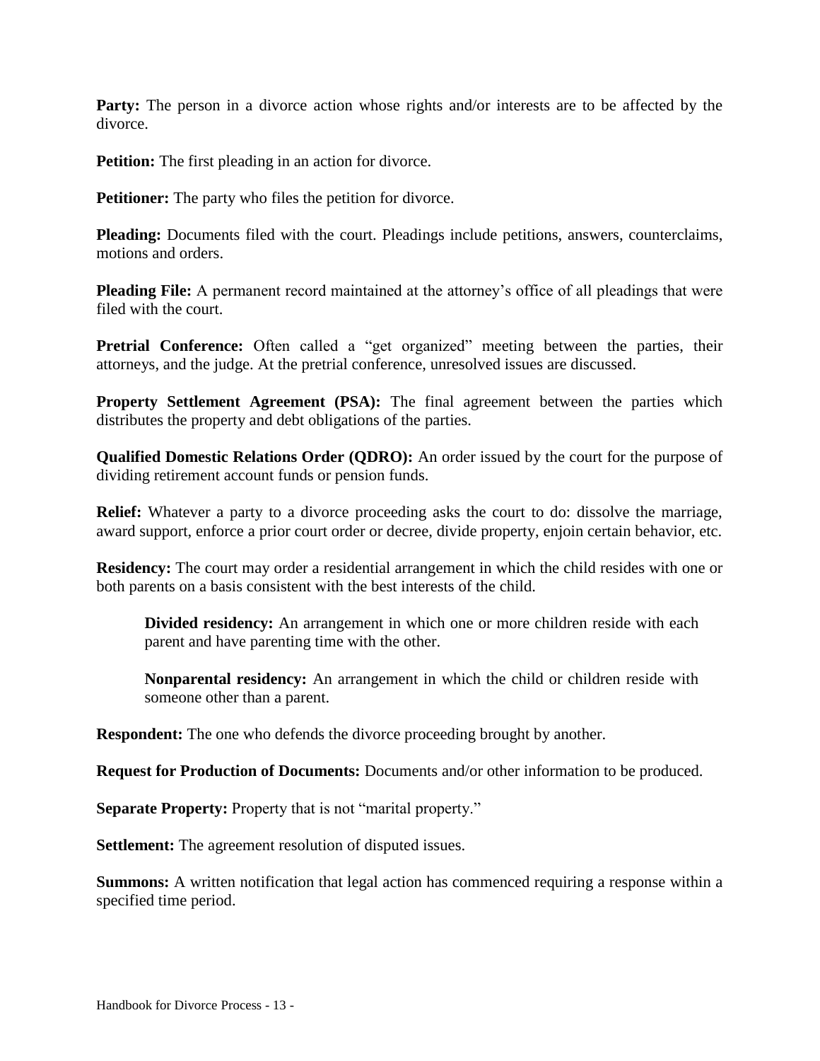**Party:** The person in a divorce action whose rights and/or interests are to be affected by the divorce.

**Petition:** The first pleading in an action for divorce.

**Petitioner:** The party who files the petition for divorce.

**Pleading:** Documents filed with the court. Pleadings include petitions, answers, counterclaims, motions and orders.

**Pleading File:** A permanent record maintained at the attorney's office of all pleadings that were filed with the court.

**Pretrial Conference:** Often called a "get organized" meeting between the parties, their attorneys, and the judge. At the pretrial conference, unresolved issues are discussed.

**Property Settlement Agreement (PSA):** The final agreement between the parties which distributes the property and debt obligations of the parties.

**Qualified Domestic Relations Order (QDRO):** An order issued by the court for the purpose of dividing retirement account funds or pension funds.

**Relief:** Whatever a party to a divorce proceeding asks the court to do: dissolve the marriage, award support, enforce a prior court order or decree, divide property, enjoin certain behavior, etc.

**Residency:** The court may order a residential arrangement in which the child resides with one or both parents on a basis consistent with the best interests of the child.

> **Divided residency:** An arrangement in which one or more children reside with each parent and have parenting time with the other.
>
> **Nonparental residency:** An arrangement in which the child or children reside with someone other than a parent.

**Respondent:** The one who defends the divorce proceeding brought by another.

**Request for Production of Documents:** Documents and/or other information to be produced.

**Separate Property:** Property that is not "marital property."

**Settlement:** The agreement resolution of disputed issues.

**Summons:** A written notification that legal action has commenced requiring a response within a specified time period.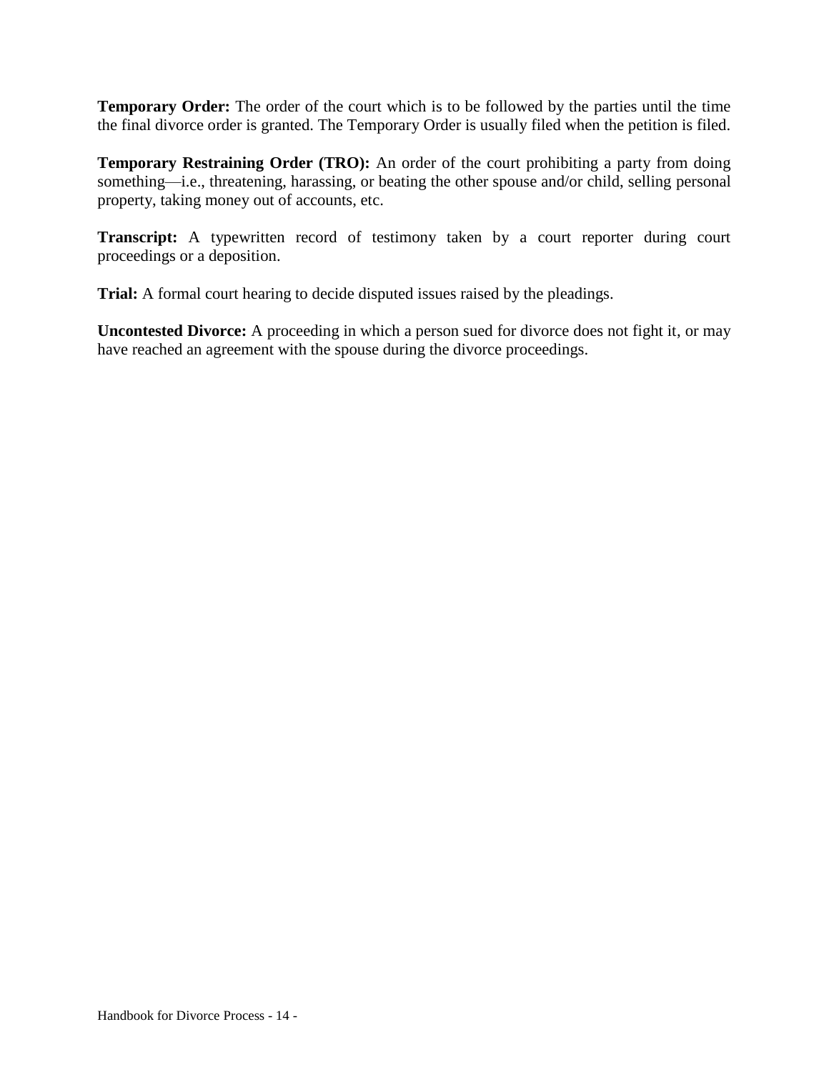**Temporary Order:** The order of the court which is to be followed by the parties until the time the final divorce order is granted. The Temporary Order is usually filed when the petition is filed.

**Temporary Restraining Order (TRO):** An order of the court prohibiting a party from doing something—i.e., threatening, harassing, or beating the other spouse and/or child, selling personal property, taking money out of accounts, etc.

**Transcript:** A typewritten record of testimony taken by a court reporter during court proceedings or a deposition.

**Trial:** A formal court hearing to decide disputed issues raised by the pleadings.

**Uncontested Divorce:** A proceeding in which a person sued for divorce does not fight it, or may have reached an agreement with the spouse during the divorce proceedings.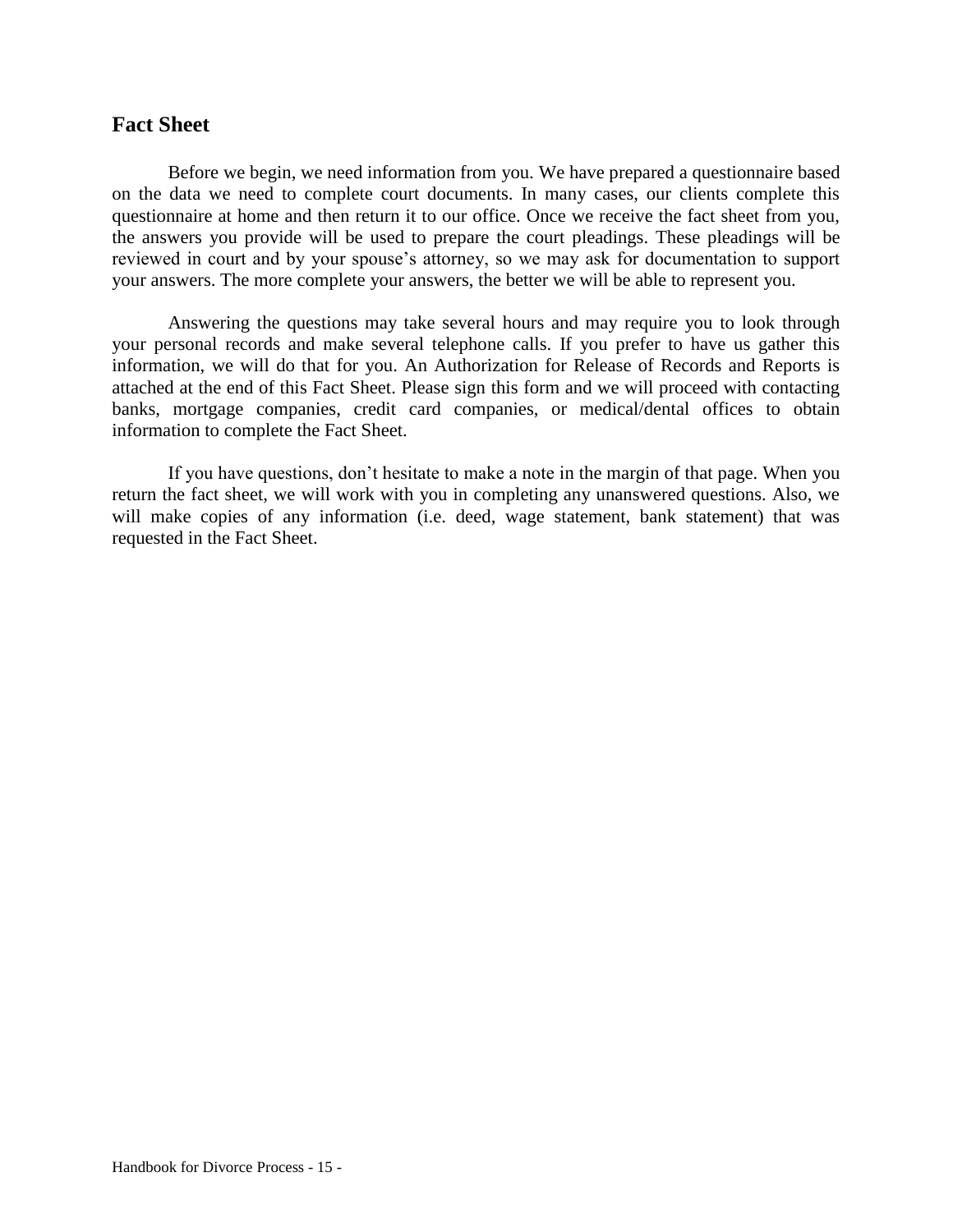## Fact Sheet

Before we begin, we need information from you. We have prepared a questionnaire based on the data we need to complete court documents. In many cases, our clients complete this questionnaire at home and then return it to our office. Once we receive the fact sheet from you, the answers you provide will be used to prepare the court pleadings. These pleadings will be reviewed in court and by your spouse's attorney, so we may ask for documentation to support your answers. The more complete your answers, the better we will be able to represent you.

Answering the questions may take several hours and may require you to look through your personal records and make several telephone calls. If you prefer to have us gather this information, we will do that for you. An Authorization for Release of Records and Reports is attached at the end of this Fact Sheet. Please sign this form and we will proceed with contacting banks, mortgage companies, credit card companies, or medical/dental offices to obtain information to complete the Fact Sheet.

If you have questions, don't hesitate to make a note in the margin of that page. When you return the fact sheet, we will work with you in completing any unanswered questions. Also, we will make copies of any information (i.e. deed, wage statement, bank statement) that was requested in the Fact Sheet.